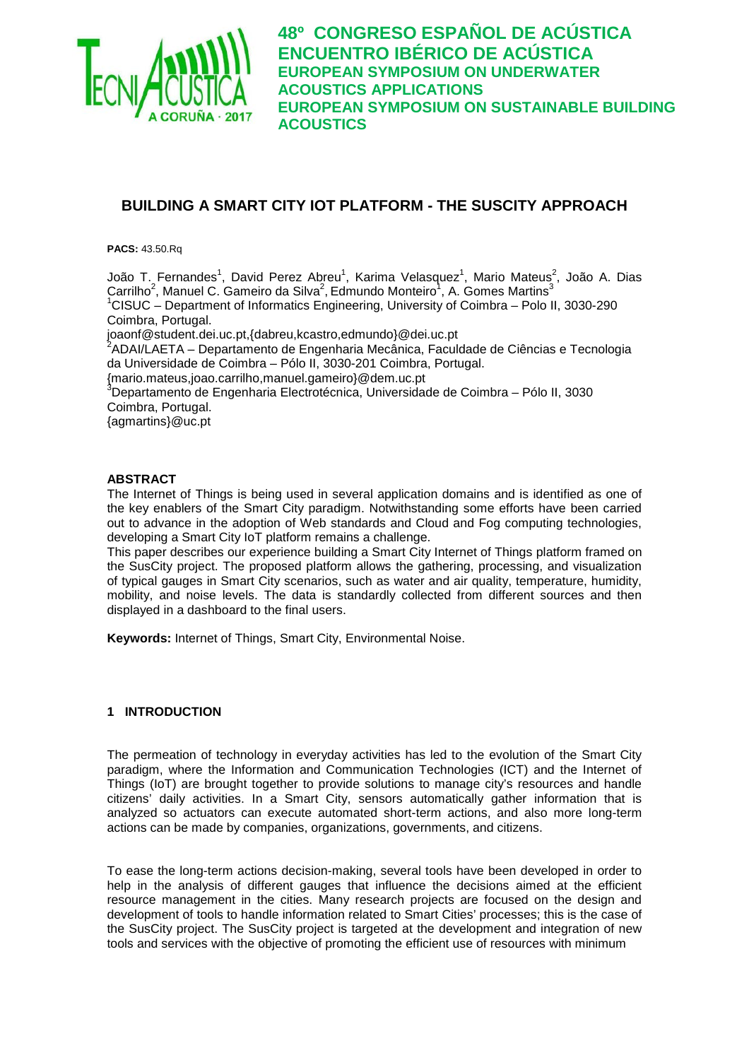# BUILDING A SMART CITY IOT PLATFORM - THE SUSCITY APPROACH

**PACS:** 43.50.Rq

João T. Fernandes[1], David Perez Abreu[1], Karima Velasquez[1], Mario Mateus[2], João A. Dias Carrilho[2], Manuel C. Gameiro da Silva[2], Edmundo Monteiro[1], A. Gomes Martins[3]

[1]CISUC – Department of Informatics Engineering, University of Coimbra – Polo II, 3030-290 Coimbra, Portugal.
joaonf@student.dei.uc.pt,{dabreu,kcastro,edmundo}@dei.uc.pt

[2]ADAI/LAETA – Departamento de Engenharia Mecânica, Faculdade de Ciências e Tecnologia da Universidade de Coimbra – Pólo II, 3030-201 Coimbra, Portugal.
{mario.mateus,joao.carrilho,manuel.gameiro}@dem.uc.pt

[3]Departamento de Engenharia Electrotécnica, Universidade de Coimbra – Pólo II, 3030 Coimbra, Portugal.
{agmartins}@uc.pt

## ABSTRACT

The Internet of Things is being used in several application domains and is identified as one of the key enablers of the Smart City paradigm. Notwithstanding some efforts have been carried out to advance in the adoption of Web standards and Cloud and Fog computing technologies, developing a Smart City IoT platform remains a challenge.

This paper describes our experience building a Smart City Internet of Things platform framed on the SusCity project. The proposed platform allows the gathering, processing, and visualization of typical gauges in Smart City scenarios, such as water and air quality, temperature, humidity, mobility, and noise levels. The data is standardly collected from different sources and then displayed in a dashboard to the final users.

**Keywords:** Internet of Things, Smart City, Environmental Noise.

## 1 INTRODUCTION

The permeation of technology in everyday activities has led to the evolution of the Smart City paradigm, where the Information and Communication Technologies (ICT) and the Internet of Things (IoT) are brought together to provide solutions to manage city's resources and handle citizens' daily activities. In a Smart City, sensors automatically gather information that is analyzed so actuators can execute automated short-term actions, and also more long-term actions can be made by companies, organizations, governments, and citizens.

To ease the long-term actions decision-making, several tools have been developed in order to help in the analysis of different gauges that influence the decisions aimed at the efficient resource management in the cities. Many research projects are focused on the design and development of tools to handle information related to Smart Cities' processes; this is the case of the SusCity project. The SusCity project is targeted at the development and integration of new tools and services with the objective of promoting the efficient use of resources with minimum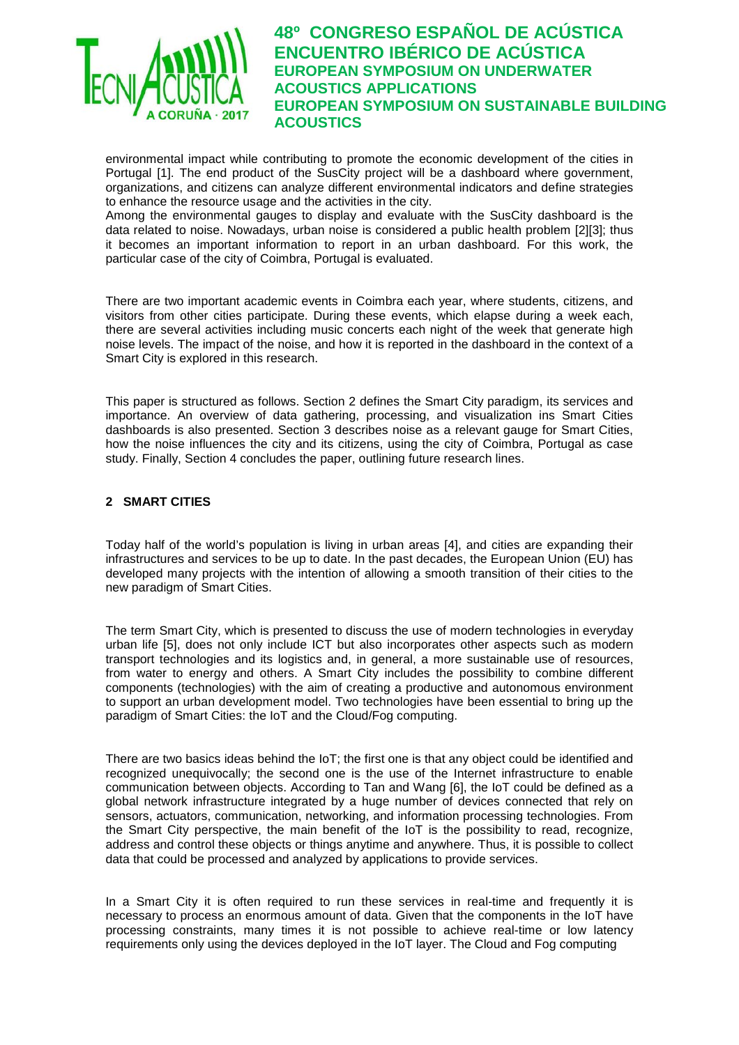environmental impact while contributing to promote the economic development of the cities in Portugal [1]. The end product of the SusCity project will be a dashboard where government, organizations, and citizens can analyze different environmental indicators and define strategies to enhance the resource usage and the activities in the city.
Among the environmental gauges to display and evaluate with the SusCity dashboard is the data related to noise. Nowadays, urban noise is considered a public health problem [2][3]; thus it becomes an important information to report in an urban dashboard. For this work, the particular case of the city of Coimbra, Portugal is evaluated.

There are two important academic events in Coimbra each year, where students, citizens, and visitors from other cities participate. During these events, which elapse during a week each, there are several activities including music concerts each night of the week that generate high noise levels. The impact of the noise, and how it is reported in the dashboard in the context of a Smart City is explored in this research.

This paper is structured as follows. Section 2 defines the Smart City paradigm, its services and importance. An overview of data gathering, processing, and visualization ins Smart Cities dashboards is also presented. Section 3 describes noise as a relevant gauge for Smart Cities, how the noise influences the city and its citizens, using the city of Coimbra, Portugal as case study. Finally, Section 4 concludes the paper, outlining future research lines.

## 2 SMART CITIES

Today half of the world's population is living in urban areas [4], and cities are expanding their infrastructures and services to be up to date. In the past decades, the European Union (EU) has developed many projects with the intention of allowing a smooth transition of their cities to the new paradigm of Smart Cities.

The term Smart City, which is presented to discuss the use of modern technologies in everyday urban life [5], does not only include ICT but also incorporates other aspects such as modern transport technologies and its logistics and, in general, a more sustainable use of resources, from water to energy and others. A Smart City includes the possibility to combine different components (technologies) with the aim of creating a productive and autonomous environment to support an urban development model. Two technologies have been essential to bring up the paradigm of Smart Cities: the IoT and the Cloud/Fog computing.

There are two basics ideas behind the IoT; the first one is that any object could be identified and recognized unequivocally; the second one is the use of the Internet infrastructure to enable communication between objects. According to Tan and Wang [6], the IoT could be defined as a global network infrastructure integrated by a huge number of devices connected that rely on sensors, actuators, communication, networking, and information processing technologies. From the Smart City perspective, the main benefit of the IoT is the possibility to read, recognize, address and control these objects or things anytime and anywhere. Thus, it is possible to collect data that could be processed and analyzed by applications to provide services.

In a Smart City it is often required to run these services in real-time and frequently it is necessary to process an enormous amount of data. Given that the components in the IoT have processing constraints, many times it is not possible to achieve real-time or low latency requirements only using the devices deployed in the IoT layer. The Cloud and Fog computing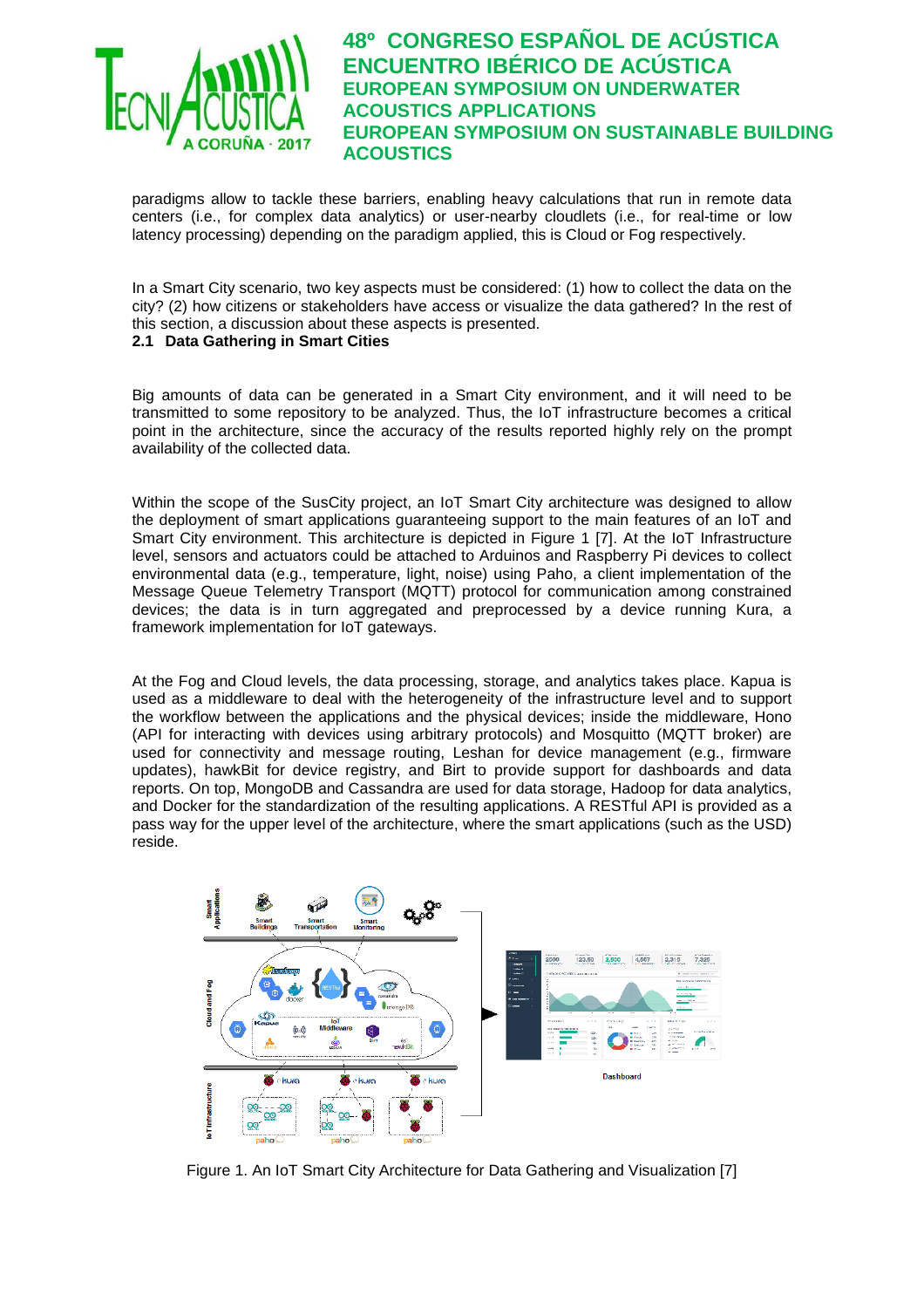paradigms allow to tackle these barriers, enabling heavy calculations that run in remote data centers (i.e., for complex data analytics) or user-nearby cloudlets (i.e., for real-time or low latency processing) depending on the paradigm applied, this is Cloud or Fog respectively.

In a Smart City scenario, two key aspects must be considered: (1) how to collect the data on the city? (2) how citizens or stakeholders have access or visualize the data gathered? In the rest of this section, a discussion about these aspects is presented.

### 2.1 Data Gathering in Smart Cities

Big amounts of data can be generated in a Smart City environment, and it will need to be transmitted to some repository to be analyzed. Thus, the IoT infrastructure becomes a critical point in the architecture, since the accuracy of the results reported highly rely on the prompt availability of the collected data.

Within the scope of the SusCity project, an IoT Smart City architecture was designed to allow the deployment of smart applications guaranteeing support to the main features of an IoT and Smart City environment. This architecture is depicted in Figure 1 [7]. At the IoT Infrastructure level, sensors and actuators could be attached to Arduinos and Raspberry Pi devices to collect environmental data (e.g., temperature, light, noise) using Paho, a client implementation of the Message Queue Telemetry Transport (MQTT) protocol for communication among constrained devices; the data is in turn aggregated and preprocessed by a device running Kura, a framework implementation for IoT gateways.

At the Fog and Cloud levels, the data processing, storage, and analytics takes place. Kapua is used as a middleware to deal with the heterogeneity of the infrastructure level and to support the workflow between the applications and the physical devices; inside the middleware, Hono (API for interacting with devices using arbitrary protocols) and Mosquitto (MQTT broker) are used for connectivity and message routing, Leshan for device management (e.g., firmware updates), hawkBit for device registry, and Birt to provide support for dashboards and data reports. On top, MongoDB and Cassandra are used for data storage, Hadoop for data analytics, and Docker for the standardization of the resulting applications. A RESTful API is provided as a pass way for the upper level of the architecture, where the smart applications (such as the USD) reside.

Figure 1. An IoT Smart City Architecture for Data Gathering and Visualization [7]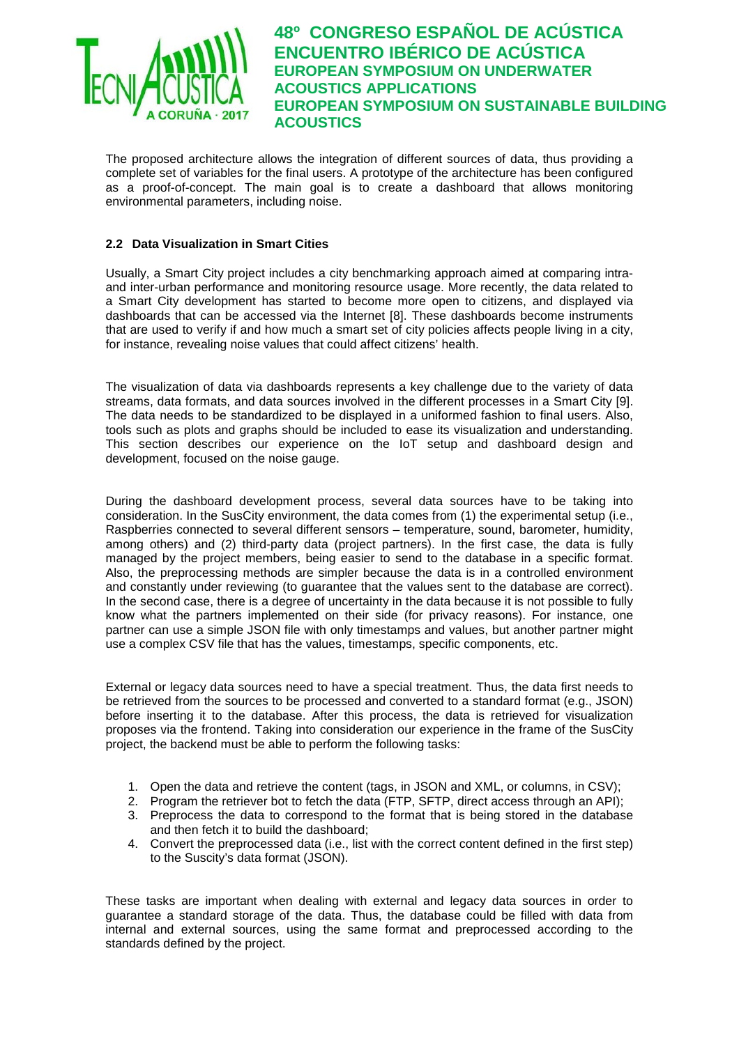The proposed architecture allows the integration of different sources of data, thus providing a complete set of variables for the final users. A prototype of the architecture has been configured as a proof-of-concept. The main goal is to create a dashboard that allows monitoring environmental parameters, including noise.

### 2.2 Data Visualization in Smart Cities

Usually, a Smart City project includes a city benchmarking approach aimed at comparing intra- and inter-urban performance and monitoring resource usage. More recently, the data related to a Smart City development has started to become more open to citizens, and displayed via dashboards that can be accessed via the Internet [8]. These dashboards become instruments that are used to verify if and how much a smart set of city policies affects people living in a city, for instance, revealing noise values that could affect citizens' health.

The visualization of data via dashboards represents a key challenge due to the variety of data streams, data formats, and data sources involved in the different processes in a Smart City [9]. The data needs to be standardized to be displayed in a uniformed fashion to final users. Also, tools such as plots and graphs should be included to ease its visualization and understanding. This section describes our experience on the IoT setup and dashboard design and development, focused on the noise gauge.

During the dashboard development process, several data sources have to be taking into consideration. In the SusCity environment, the data comes from (1) the experimental setup (i.e., Raspberries connected to several different sensors – temperature, sound, barometer, humidity, among others) and (2) third-party data (project partners). In the first case, the data is fully managed by the project members, being easier to send to the database in a specific format. Also, the preprocessing methods are simpler because the data is in a controlled environment and constantly under reviewing (to guarantee that the values sent to the database are correct). In the second case, there is a degree of uncertainty in the data because it is not possible to fully know what the partners implemented on their side (for privacy reasons). For instance, one partner can use a simple JSON file with only timestamps and values, but another partner might use a complex CSV file that has the values, timestamps, specific components, etc.

External or legacy data sources need to have a special treatment. Thus, the data first needs to be retrieved from the sources to be processed and converted to a standard format (e.g., JSON) before inserting it to the database. After this process, the data is retrieved for visualization proposes via the frontend. Taking into consideration our experience in the frame of the SusCity project, the backend must be able to perform the following tasks:

1. Open the data and retrieve the content (tags, in JSON and XML, or columns, in CSV);
2. Program the retriever bot to fetch the data (FTP, SFTP, direct access through an API);
3. Preprocess the data to correspond to the format that is being stored in the database and then fetch it to build the dashboard;
4. Convert the preprocessed data (i.e., list with the correct content defined in the first step) to the Suscity's data format (JSON).

These tasks are important when dealing with external and legacy data sources in order to guarantee a standard storage of the data. Thus, the database could be filled with data from internal and external sources, using the same format and preprocessed according to the standards defined by the project.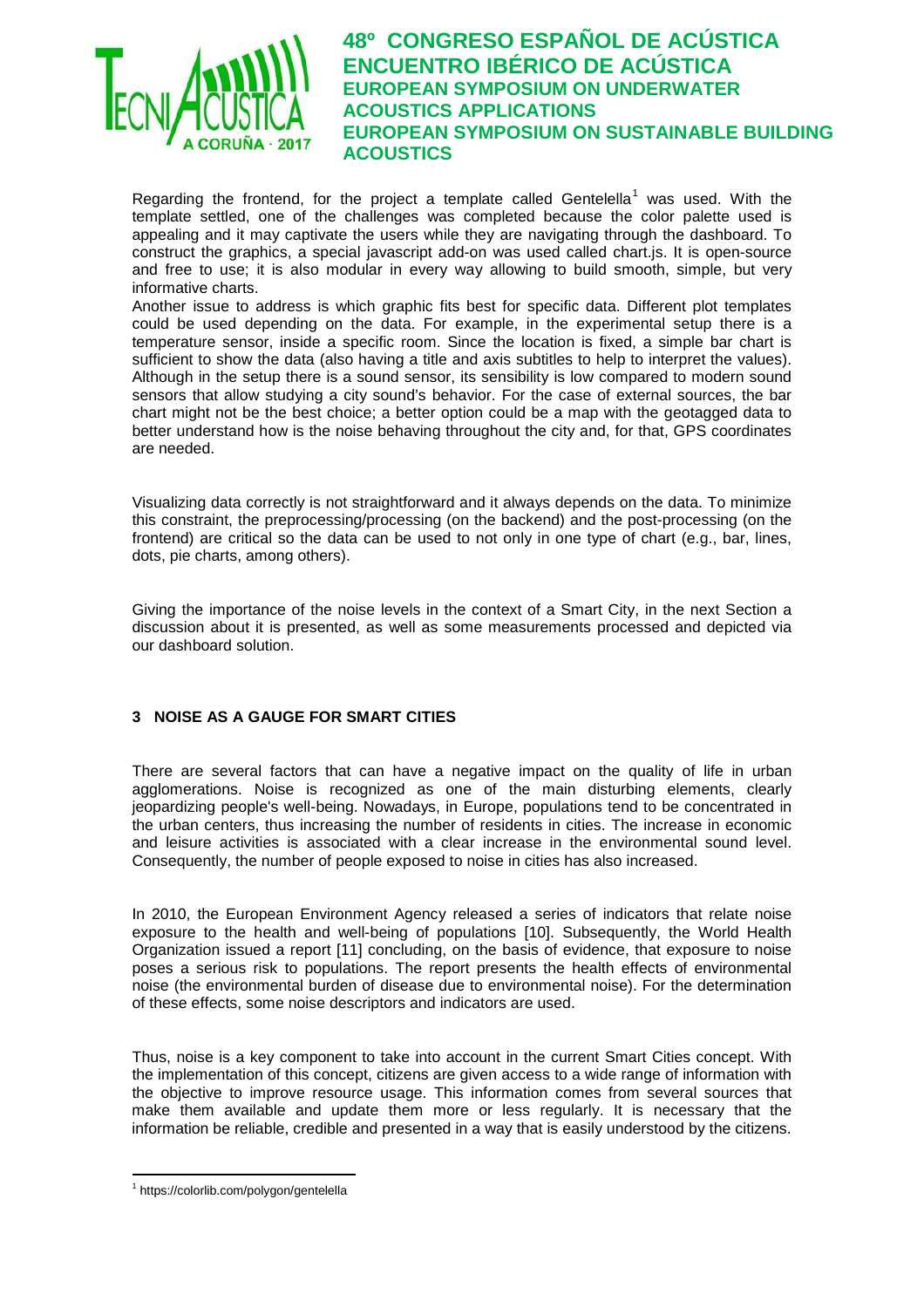Regarding the frontend, for the project a template called Gentelella[1] was used. With the template settled, one of the challenges was completed because the color palette used is appealing and it may captivate the users while they are navigating through the dashboard. To construct the graphics, a special javascript add-on was used called chart.js. It is open-source and free to use; it is also modular in every way allowing to build smooth, simple, but very informative charts.

Another issue to address is which graphic fits best for specific data. Different plot templates could be used depending on the data. For example, in the experimental setup there is a temperature sensor, inside a specific room. Since the location is fixed, a simple bar chart is sufficient to show the data (also having a title and axis subtitles to help to interpret the values). Although in the setup there is a sound sensor, its sensibility is low compared to modern sound sensors that allow studying a city sound's behavior. For the case of external sources, the bar chart might not be the best choice; a better option could be a map with the geotagged data to better understand how is the noise behaving throughout the city and, for that, GPS coordinates are needed.

Visualizing data correctly is not straightforward and it always depends on the data. To minimize this constraint, the preprocessing/processing (on the backend) and the post-processing (on the frontend) are critical so the data can be used to not only in one type of chart (e.g., bar, lines, dots, pie charts, among others).

Giving the importance of the noise levels in the context of a Smart City, in the next Section a discussion about it is presented, as well as some measurements processed and depicted via our dashboard solution.

## 3 NOISE AS A GAUGE FOR SMART CITIES

There are several factors that can have a negative impact on the quality of life in urban agglomerations. Noise is recognized as one of the main disturbing elements, clearly jeopardizing people's well-being. Nowadays, in Europe, populations tend to be concentrated in the urban centers, thus increasing the number of residents in cities. The increase in economic and leisure activities is associated with a clear increase in the environmental sound level. Consequently, the number of people exposed to noise in cities has also increased.

In 2010, the European Environment Agency released a series of indicators that relate noise exposure to the health and well-being of populations [10]. Subsequently, the World Health Organization issued a report [11] concluding, on the basis of evidence, that exposure to noise poses a serious risk to populations. The report presents the health effects of environmental noise (the environmental burden of disease due to environmental noise). For the determination of these effects, some noise descriptors and indicators are used.

Thus, noise is a key component to take into account in the current Smart Cities concept. With the implementation of this concept, citizens are given access to a wide range of information with the objective to improve resource usage. This information comes from several sources that make them available and update them more or less regularly. It is necessary that the information be reliable, credible and presented in a way that is easily understood by the citizens.

---

[1] https://colorlib.com/polygon/gentelella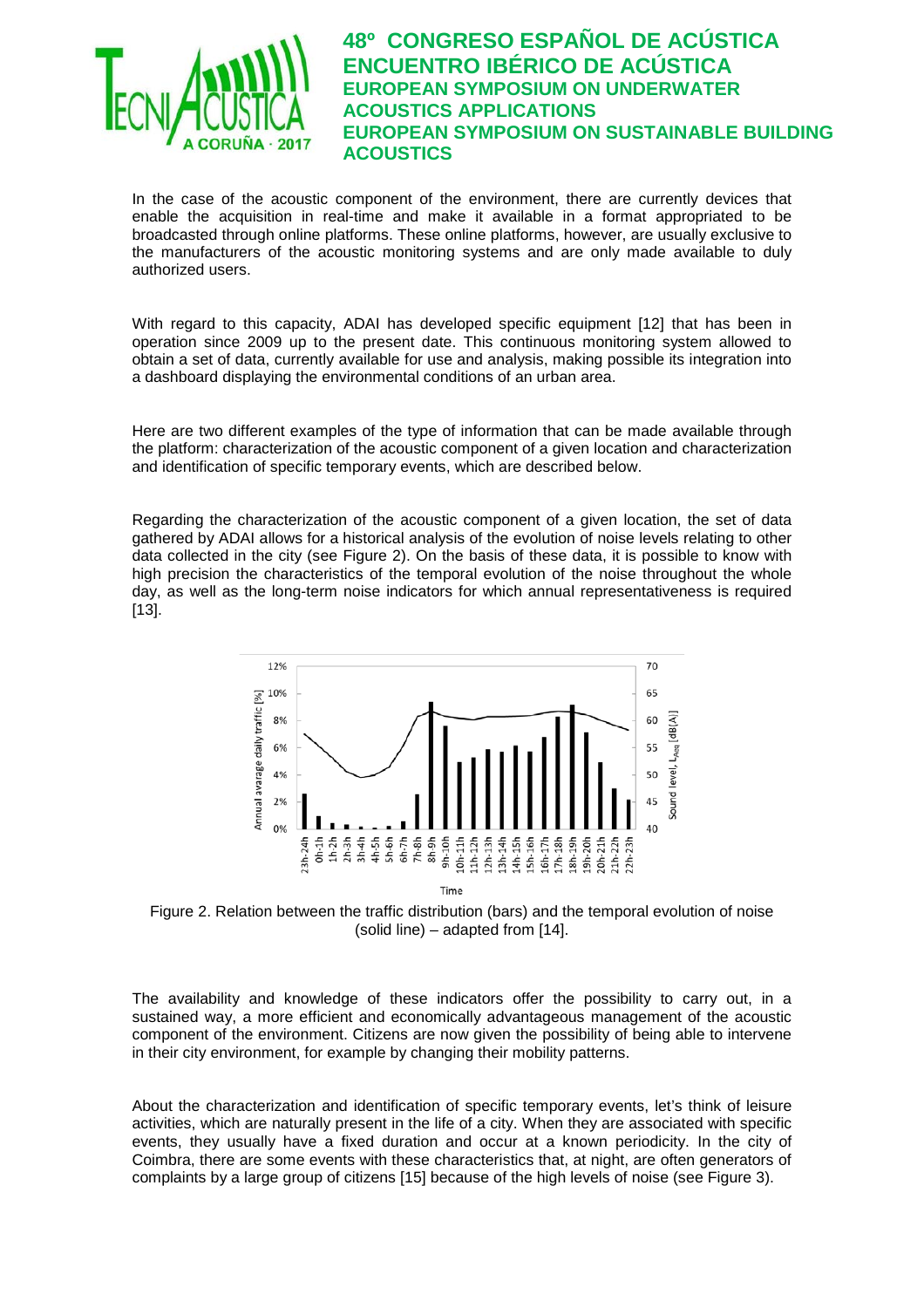In the case of the acoustic component of the environment, there are currently devices that enable the acquisition in real-time and make it available in a format appropriated to be broadcasted through online platforms. These online platforms, however, are usually exclusive to the manufacturers of the acoustic monitoring systems and are only made available to duly authorized users.

With regard to this capacity, ADAI has developed specific equipment [12] that has been in operation since 2009 up to the present date. This continuous monitoring system allowed to obtain a set of data, currently available for use and analysis, making possible its integration into a dashboard displaying the environmental conditions of an urban area.

Here are two different examples of the type of information that can be made available through the platform: characterization of the acoustic component of a given location and characterization and identification of specific temporary events, which are described below.

Regarding the characterization of the acoustic component of a given location, the set of data gathered by ADAI allows for a historical analysis of the evolution of noise levels relating to other data collected in the city (see Figure 2). On the basis of these data, it is possible to know with high precision the characteristics of the temporal evolution of the noise throughout the whole day, as well as the long-term noise indicators for which annual representativeness is required [13].

Figure 2. Relation between the traffic distribution (bars) and the temporal evolution of noise (solid line) – adapted from [14].

The availability and knowledge of these indicators offer the possibility to carry out, in a sustained way, a more efficient and economically advantageous management of the acoustic component of the environment. Citizens are now given the possibility of being able to intervene in their city environment, for example by changing their mobility patterns.

About the characterization and identification of specific temporary events, let's think of leisure activities, which are naturally present in the life of a city. When they are associated with specific events, they usually have a fixed duration and occur at a known periodicity. In the city of Coimbra, there are some events with these characteristics that, at night, are often generators of complaints by a large group of citizens [15] because of the high levels of noise (see Figure 3).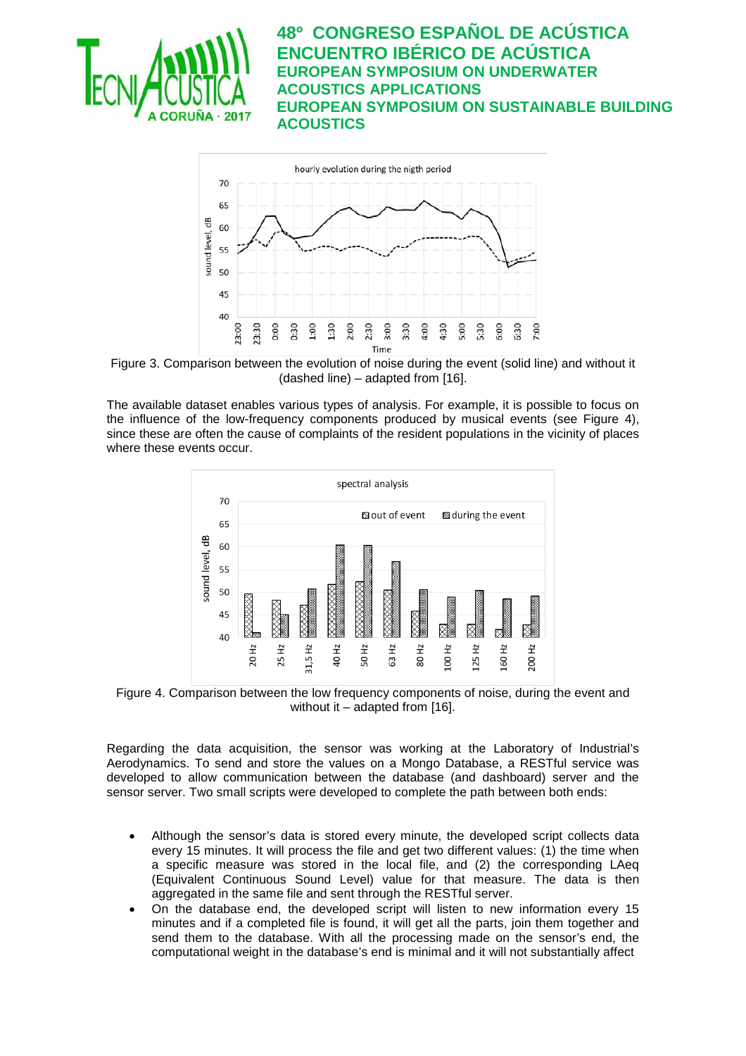Figure 3. Comparison between the evolution of noise during the event (solid line) and without it (dashed line) – adapted from [16].

The available dataset enables various types of analysis. For example, it is possible to focus on the influence of the low-frequency components produced by musical events (see Figure 4), since these are often the cause of complaints of the resident populations in the vicinity of places where these events occur.

Figure 4. Comparison between the low frequency components of noise, during the event and without it – adapted from [16].

Regarding the data acquisition, the sensor was working at the Laboratory of Industrial's Aerodynamics. To send and store the values on a Mongo Database, a RESTful service was developed to allow communication between the database (and dashboard) server and the sensor server. Two small scripts were developed to complete the path between both ends:

- Although the sensor's data is stored every minute, the developed script collects data every 15 minutes. It will process the file and get two different values: (1) the time when a specific measure was stored in the local file, and (2) the corresponding LAeq (Equivalent Continuous Sound Level) value for that measure. The data is then aggregated in the same file and sent through the RESTful server.
- On the database end, the developed script will listen to new information every 15 minutes and if a completed file is found, it will get all the parts, join them together and send them to the database. With all the processing made on the sensor's end, the computational weight in the database's end is minimal and it will not substantially affect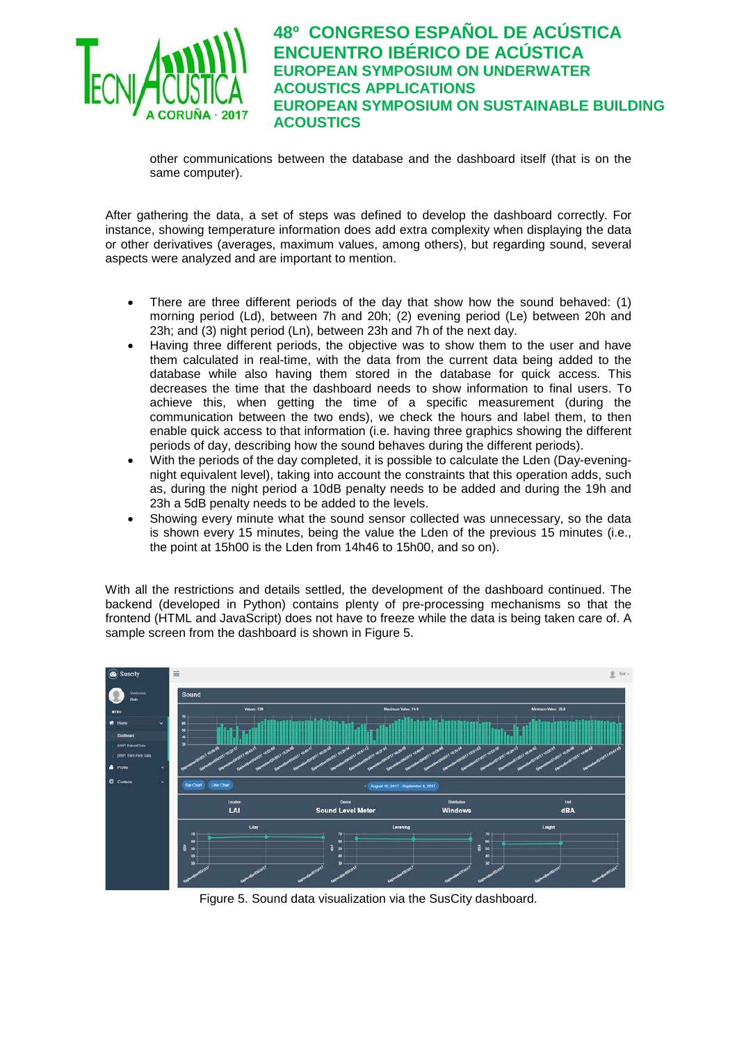other communications between the database and the dashboard itself (that is on the same computer).

After gathering the data, a set of steps was defined to develop the dashboard correctly. For instance, showing temperature information does add extra complexity when displaying the data or other derivatives (averages, maximum values, among others), but regarding sound, several aspects were analyzed and are important to mention.

- There are three different periods of the day that show how the sound behaved: (1) morning period (Ld), between 7h and 20h; (2) evening period (Le) between 20h and 23h; and (3) night period (Ln), between 23h and 7h of the next day.
- Having three different periods, the objective was to show them to the user and have them calculated in real-time, with the data from the current data being added to the database while also having them stored in the database for quick access. This decreases the time that the dashboard needs to show information to final users. To achieve this, when getting the time of a specific measurement (during the communication between the two ends), we check the hours and label them, to then enable quick access to that information (i.e. having three graphics showing the different periods of day, describing how the sound behaves during the different periods).
- With the periods of the day completed, it is possible to calculate the Lden (Day-evening-night equivalent level), taking into account the constraints that this operation adds, such as, during the night period a 10dB penalty needs to be added and during the 19h and 23h a 5dB penalty needs to be added to the levels.
- Showing every minute what the sound sensor collected was unnecessary, so the data is shown every 15 minutes, being the value the Lden of the previous 15 minutes (i.e., the point at 15h00 is the Lden from 14h46 to 15h00, and so on).

With all the restrictions and details settled, the development of the dashboard continued. The backend (developed in Python) contains plenty of pre-processing mechanisms so that the frontend (HTML and JavaScript) does not have to freeze while the data is being taken care of. A sample screen from the dashboard is shown in Figure 5.

Figure 5. Sound data visualization via the SusCity dashboard.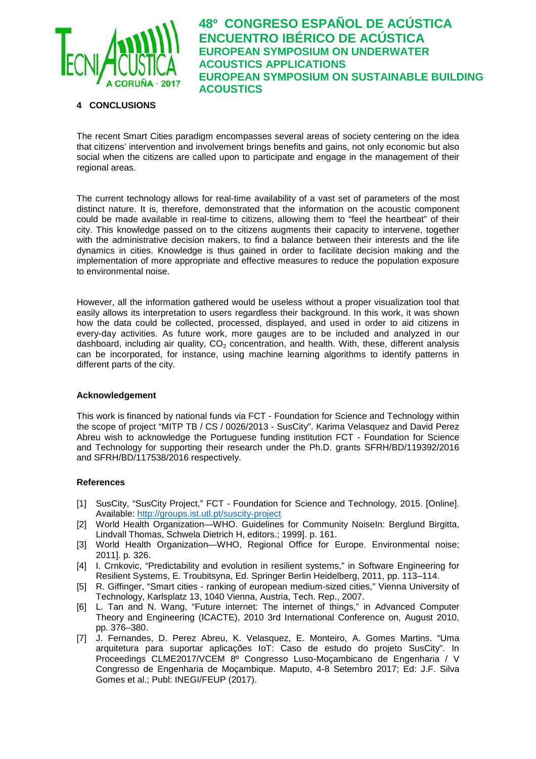## 4 CONCLUSIONS

The recent Smart Cities paradigm encompasses several areas of society centering on the idea that citizens' intervention and involvement brings benefits and gains, not only economic but also social when the citizens are called upon to participate and engage in the management of their regional areas.

The current technology allows for real-time availability of a vast set of parameters of the most distinct nature. It is, therefore, demonstrated that the information on the acoustic component could be made available in real-time to citizens, allowing them to "feel the heartbeat" of their city. This knowledge passed on to the citizens augments their capacity to intervene, together with the administrative decision makers, to find a balance between their interests and the life dynamics in cities. Knowledge is thus gained in order to facilitate decision making and the implementation of more appropriate and effective measures to reduce the population exposure to environmental noise.

However, all the information gathered would be useless without a proper visualization tool that easily allows its interpretation to users regardless their background. In this work, it was shown how the data could be collected, processed, displayed, and used in order to aid citizens in every-day activities. As future work, more gauges are to be included and analyzed in our dashboard, including air quality, $CO_2$ concentration, and health. With, these, different analysis can be incorporated, for instance, using machine learning algorithms to identify patterns in different parts of the city.

### Acknowledgement

This work is financed by national funds via FCT - Foundation for Science and Technology within the scope of project "MITP TB / CS / 0026/2013 - SusCity". Karima Velasquez and David Perez Abreu wish to acknowledge the Portuguese funding institution FCT - Foundation for Science and Technology for supporting their research under the Ph.D. grants SFRH/BD/119392/2016 and SFRH/BD/117538/2016 respectively.

### References

[1] SusCity, "SusCity Project," FCT - Foundation for Science and Technology, 2015. [Online]. Available: http://groups.ist.utl.pt/suscity-project

[2] World Health Organization—WHO. Guidelines for Community NoiseIn: Berglund Birgitta, Lindvall Thomas, Schwela Dietrich H, editors.; 1999]. p. 161.

[3] World Health Organization—WHO, Regional Office for Europe. Environmental noise; 2011]. p. 326.

[4] I. Crnkovic, "Predictability and evolution in resilient systems," in Software Engineering for Resilient Systems, E. Troubitsyna, Ed. Springer Berlin Heidelberg, 2011, pp. 113–114.

[5] R. Giffinger, "Smart cities - ranking of european medium-sized cities," Vienna University of Technology, Karlsplatz 13, 1040 Vienna, Austria, Tech. Rep., 2007.

[6] L. Tan and N. Wang, "Future internet: The internet of things," in Advanced Computer Theory and Engineering (ICACTE), 2010 3rd International Conference on, August 2010, pp. 376–380.

[7] J. Fernandes, D. Perez Abreu, K. Velasquez, E. Monteiro, A. Gomes Martins. "Uma arquitetura para suportar aplicações IoT: Caso de estudo do projeto SusCity". In Proceedings CLME2017/VCEM 8º Congresso Luso-Moçambicano de Engenharia / V Congresso de Engenharia de Moçambique. Maputo, 4-8 Setembro 2017; Ed: J.F. Silva Gomes et al.; Publ: INEGI/FEUP (2017).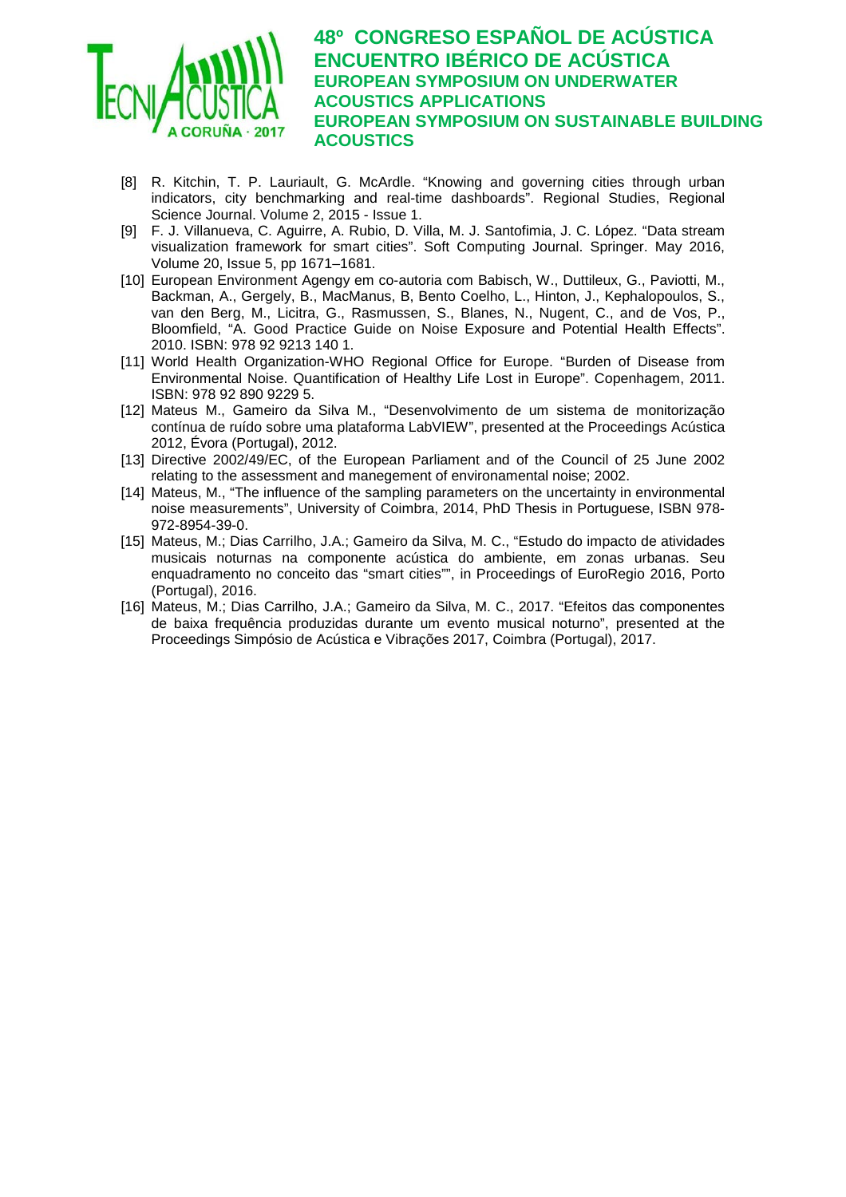[8] R. Kitchin, T. P. Lauriault, G. McArdle. “Knowing and governing cities through urban indicators, city benchmarking and real-time dashboards”. Regional Studies, Regional Science Journal. Volume 2, 2015 - Issue 1.

[9] F. J. Villanueva, C. Aguirre, A. Rubio, D. Villa, M. J. Santofimia, J. C. López. “Data stream visualization framework for smart cities”. Soft Computing Journal. Springer. May 2016, Volume 20, Issue 5, pp 1671–1681.

[10] European Environment Agengy em co-autoria com Babisch, W., Duttileux, G., Paviotti, M., Backman, A., Gergely, B., MacManus, B, Bento Coelho, L., Hinton, J., Kephalopoulos, S., van den Berg, M., Licitra, G., Rasmussen, S., Blanes, N., Nugent, C., and de Vos, P., Bloomfield, “A. Good Practice Guide on Noise Exposure and Potential Health Effects”. 2010. ISBN: 978 92 9213 140 1.

[11] World Health Organization-WHO Regional Office for Europe. “Burden of Disease from Environmental Noise. Quantification of Healthy Life Lost in Europe”. Copenhagem, 2011. ISBN: 978 92 890 9229 5.

[12] Mateus M., Gameiro da Silva M., “Desenvolvimento de um sistema de monitorização contínua de ruído sobre uma plataforma LabVIEW”, presented at the Proceedings Acústica 2012, Évora (Portugal), 2012.

[13] Directive 2002/49/EC, of the European Parliament and of the Council of 25 June 2002 relating to the assessment and manegement of environamental noise; 2002.

[14] Mateus, M., “The influence of the sampling parameters on the uncertainty in environmental noise measurements”, University of Coimbra, 2014, PhD Thesis in Portuguese, ISBN 978-972-8954-39-0.

[15] Mateus, M.; Dias Carrilho, J.A.; Gameiro da Silva, M. C., “Estudo do impacto de atividades musicais noturnas na componente acústica do ambiente, em zonas urbanas. Seu enquadramento no conceito das “smart cities””, in Proceedings of EuroRegio 2016, Porto (Portugal), 2016.

[16] Mateus, M.; Dias Carrilho, J.A.; Gameiro da Silva, M. C., 2017. “Efeitos das componentes de baixa frequência produzidas durante um evento musical noturno”, presented at the Proceedings Simpósio de Acústica e Vibrações 2017, Coimbra (Portugal), 2017.